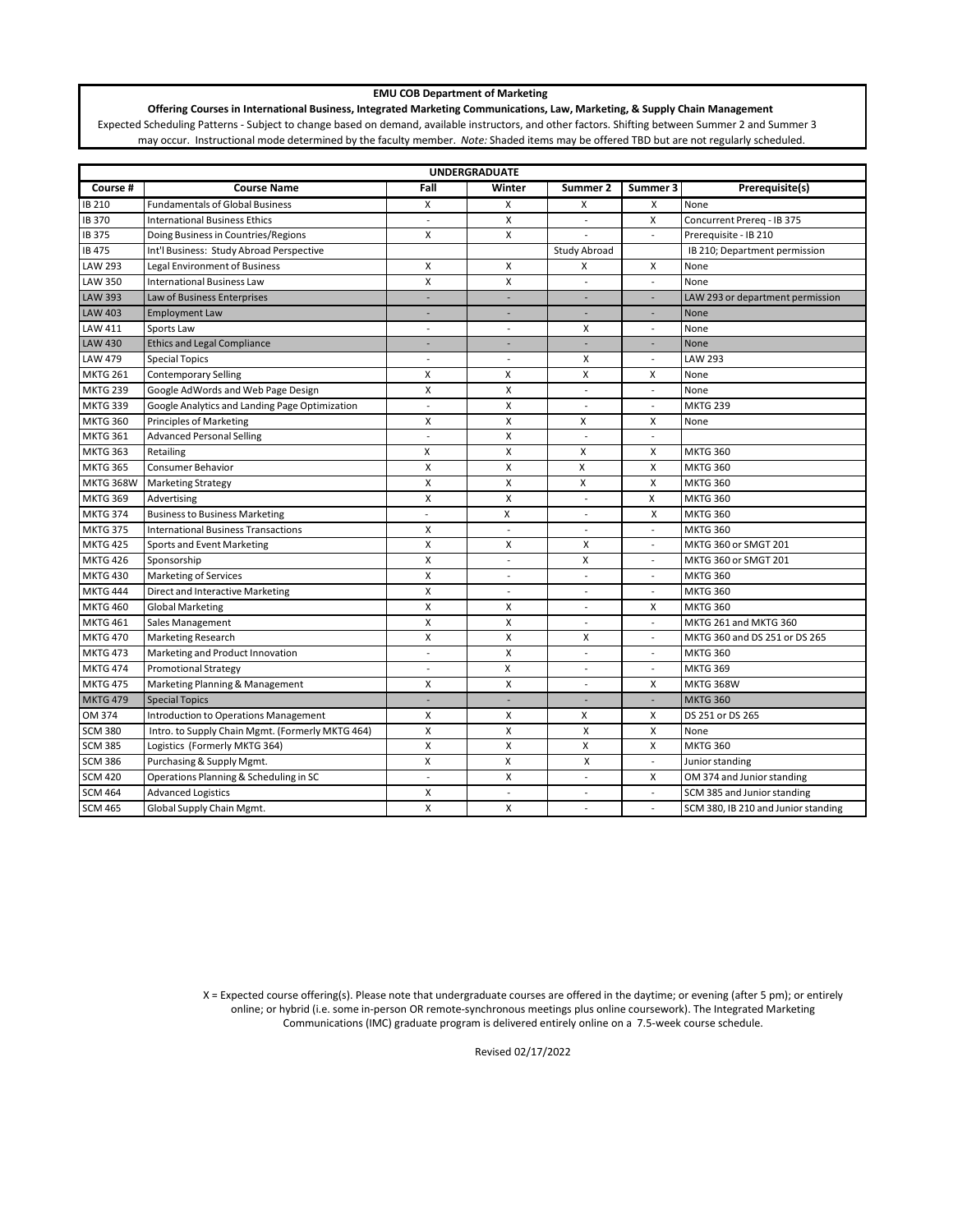**EMU COB Department of Marketing**

**Offering Courses in International Business, Integrated Marketing Communications, Law, Marketing, & Supply Chain Management**

Expected Scheduling Patterns - Subject to change based on demand, available instructors, and other factors. Shifting between Summer 2 and Summer 3 may occur. Instructional mode determined by the faculty member. *Note:* Shaded items may be offered TBD but are not regularly scheduled.

| UNDERGRADUATE | | | | | | |
|---|---|---|---|---|---|---|
| **Course #** | **Course Name** | **Fall** | **Winter** | **Summer 2** | **Summer 3** | **Prerequisite(s)** |
| IB 210 | Fundamentals of Global Business | X | X | X | X | None |
| IB 370 | International Business Ethics | - | X | - | X | Concurrent Prereq - IB 375 |
| IB 375 | Doing Business in Countries/Regions | X | X | - | - | Prerequisite - IB 210 |
| IB 475 | Int'l Business: Study Abroad Perspective | | | Study Abroad | | IB 210; Department permission |
| LAW 293 | Legal Environment of Business | X | X | X | X | None |
| LAW 350 | International Business Law | X | X | - | - | None |
| LAW 393 | Law of Business Enterprises | - | - | - | - | LAW 293 or department permission |
| LAW 403 | Employment Law | - | - | - | - | None |
| LAW 411 | Sports Law | - | - | X | - | None |
| LAW 430 | Ethics and Legal Compliance | - | - | - | - | None |
| LAW 479 | Special Topics | - | - | X | - | LAW 293 |
| MKTG 261 | Contemporary Selling | X | X | X | X | None |
| MKTG 239 | Google AdWords and Web Page Design | X | X | - | - | None |
| MKTG 339 | Google Analytics and Landing Page Optimization | - | X | - | - | MKTG 239 |
| MKTG 360 | Principles of Marketing | X | X | X | X | None |
| MKTG 361 | Advanced Personal Selling | - | X | - | - | |
| MKTG 363 | Retailing | X | X | X | X | MKTG 360 |
| MKTG 365 | Consumer Behavior | X | X | X | X | MKTG 360 |
| MKTG 368W | Marketing Strategy | X | X | X | X | MKTG 360 |
| MKTG 369 | Advertising | X | X | - | X | MKTG 360 |
| MKTG 374 | Business to Business Marketing | - | X | - | X | MKTG 360 |
| MKTG 375 | International Business Transactions | X | - | - | - | MKTG 360 |
| MKTG 425 | Sports and Event Marketing | X | X | X | - | MKTG 360 or SMGT 201 |
| MKTG 426 | Sponsorship | X | - | X | - | MKTG 360 or SMGT 201 |
| MKTG 430 | Marketing of Services | X | - | - | - | MKTG 360 |
| MKTG 444 | Direct and Interactive Marketing | X | - | - | - | MKTG 360 |
| MKTG 460 | Global Marketing | X | X | - | X | MKTG 360 |
| MKTG 461 | Sales Management | X | X | - | - | MKTG 261 and MKTG 360 |
| MKTG 470 | Marketing Research | X | X | X | - | MKTG 360 and DS 251 or DS 265 |
| MKTG 473 | Marketing and Product Innovation | - | X | - | - | MKTG 360 |
| MKTG 474 | Promotional Strategy | - | X | - | - | MKTG 369 |
| MKTG 475 | Marketing Planning & Management | X | X | - | X | MKTG 368W |
| MKTG 479 | Special Topics | - | - | - | - | MKTG 360 |
| OM 374 | Introduction to Operations Management | X | X | X | X | DS 251 or DS 265 |
| SCM 380 | Intro. to Supply Chain Mgmt. (Formerly MKTG 464) | X | X | X | X | None |
| SCM 385 | Logistics (Formerly MKTG 364) | X | X | X | X | MKTG 360 |
| SCM 386 | Purchasing & Supply Mgmt. | X | X | X | - | Junior standing |
| SCM 420 | Operations Planning & Scheduling in SC | - | X | - | X | OM 374 and Junior standing |
| SCM 464 | Advanced Logistics | X | - | - | - | SCM 385 and Junior standing |
| SCM 465 | Global Supply Chain Mgmt. | X | X | - | - | SCM 380, IB 210 and Junior standing |

X = Expected course offering(s). Please note that undergraduate courses are offered in the daytime; or evening (after 5 pm); or entirely online; or hybrid (i.e. some in-person OR remote-synchronous meetings plus online coursework). The Integrated Marketing Communications (IMC) graduate program is delivered entirely online on a 7.5-week course schedule.

Revised 02/17/2022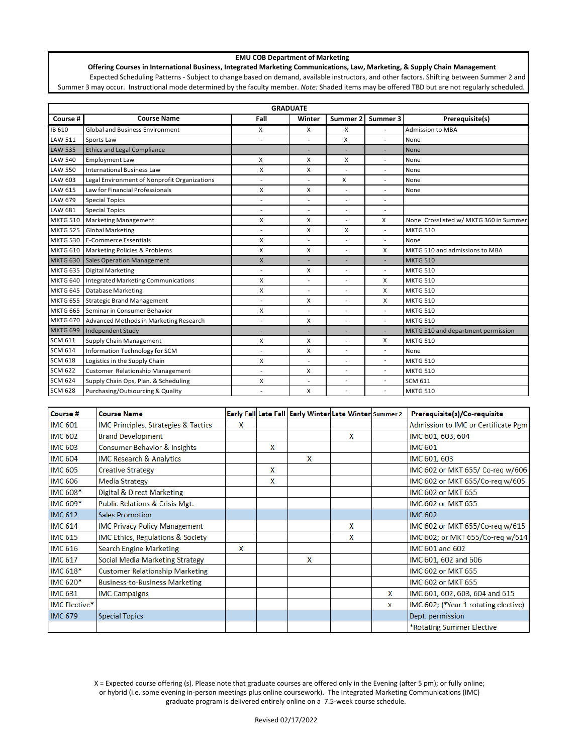**EMU COB Department of Marketing**

**Offering Courses in International Business, Integrated Marketing Communications, Law, Marketing, & Supply Chain Management**

Expected Scheduling Patterns - Subject to change based on demand, available instructors, and other factors. Shifting between Summer 2 and Summer 3 may occur. Instructional mode determined by the faculty member. *Note:* Shaded items may be offered TBD but are not regularly scheduled.

**GRADUATE**

| Course # | Course Name | Fall | Winter | Summer 2 | Summer 3 | Prerequisite(s) |
|---|---|---|---|---|---|---|
| IB 610 | Global and Business Environment | X | X | X | - | Admission to MBA |
| LAW 511 | Sports Law | - | - | X | - | None |
| LAW 535 | Ethics and Legal Compliance | | - | - | - | None |
| LAW 540 | Employment Law | X | X | X | - | None |
| LAW 550 | International Business Law | X | X | - | - | None |
| LAW 603 | Legal Environment of Nonprofit Organizations | - | - | X | - | None |
| LAW 615 | Law for Financial Professionals | X | X | - | - | None |
| LAW 679 | Special Topics | - | - | - | - | |
| LAW 681 | Special Topics | - | - | - | - | |
| MKTG 510 | Marketing Management | X | X | - | X | None. Crosslisted w/ MKTG 360 in Summer |
| MKTG 525 | Global Marketing | - | X | X | - | MKTG 510 |
| MKTG 530 | E-Commerce Essentials | X | - | - | - | None |
| MKTG 610 | Marketing Policies & Problems | X | X | - | X | MKTG 510 and admissions to MBA |
| MKTG 630 | Sales Operation Management | X | - | - | - | MKTG 510 |
| MKTG 635 | Digital Marketing | - | X | - | - | MKTG 510 |
| MKTG 640 | Integrated Marketing Communications | X | - | - | X | MKTG 510 |
| MKTG 645 | Database Marketing | X | - | - | X | MKTG 510 |
| MKTG 655 | Strategic Brand Management | - | X | - | X | MKTG 510 |
| MKTG 665 | Seminar in Consumer Behavior | X | - | - | - | MKTG 510 |
| MKTG 670 | Advanced Methods in Marketing Research | - | X | - | - | MKTG 510 |
| MKTG 699 | Independent Study | - | - | - | - | MKTG 510 and department permission |
| SCM 611 | Supply Chain Management | X | X | - | X | MKTG 510 |
| SCM 614 | Information Technology for SCM | - | X | - | - | None |
| SCM 618 | Logistics in the Supply Chain | X | - | - | - | MKTG 510 |
| SCM 622 | Customer Relationship Management | - | X | - | - | MKTG 510 |
| SCM 624 | Supply Chain Ops, Plan. & Scheduling | X | - | - | - | SCM 611 |
| SCM 628 | Purchasing/Outsourcing & Quality | - | X | - | - | MKTG 510 |

| Course # | Course Name | Early Fall | Late Fall | Early Winter | Late Winter | Summer 2 | Prerequisite(s)/Co-requisite |
|---|---|---|---|---|---|---|---|
| IMC 601 | IMC Principles, Strategies & Tactics | X | | | | | Admission to IMC or Certificate Pgm |
| IMC 602 | Brand Development | | | | X | | IMC 601, 603, 604 |
| IMC 603 | Consumer Behavior & Insights | | X | | | | IMC 601 |
| IMC 604 | IMC Research & Analytics | | | X | | | IMC 601, 603 |
| IMC 605 | Creative Strategy | | X | | | | IMC 602 or MKT 655/ Co-req w/606 |
| IMC 606 | Media Strategy | | X | | | | IMC 602 or MKT 655/Co-req w/605 |
| IMC 608* | Digital & Direct Marketing | | | | | | IMC 602 or MKT 655 |
| IMC 609* | Public Relations & Crisis Mgt. | | | | | | IMC 602 or MKT 655 |
| IMC 612 | Sales Promotion | | | | | | IMC 602 |
| IMC 614 | IMC Privacy Policy Management | | | | X | | IMC 602 or MKT 655/Co-req w/615 |
| IMC 615 | IMC Ethics, Regulations & Society | | | | X | | IMC 602; or MKT 655/Co-req w/614 |
| IMC 616 | Search Engine Marketing | X | | | | | IMC 601 and 602 |
| IMC 617 | Social Media Marketing Strategy | | | X | | | IMC 601, 602 and 606 |
| IMC 618* | Customer Relationship Marketing | | | | | | IMC 602 or MKT 655 |
| IMC 620* | Business-to-Business Marketing | | | | | | IMC 602 or MKT 655 |
| IMC 631 | IMC Campaigns | | | | | X | IMC 601, 602, 603, 604 and 615 |
| IMC Elective* | | | | | | x | IMC 602; (*Year 1 rotating elective) |
| IMC 679 | Special Topics | | | | | | Dept. permission |
| | | | | | | | *Rotating Summer Elective |

X = Expected course offering (s). Please note that graduate courses are offered only in the Evening (after 5 pm); or fully online; or hybrid (i.e. some evening in-person meetings plus online coursework). The Integrated Marketing Communications (IMC) graduate program is delivered entirely online on a 7.5-week course schedule.

Revised 02/17/2022